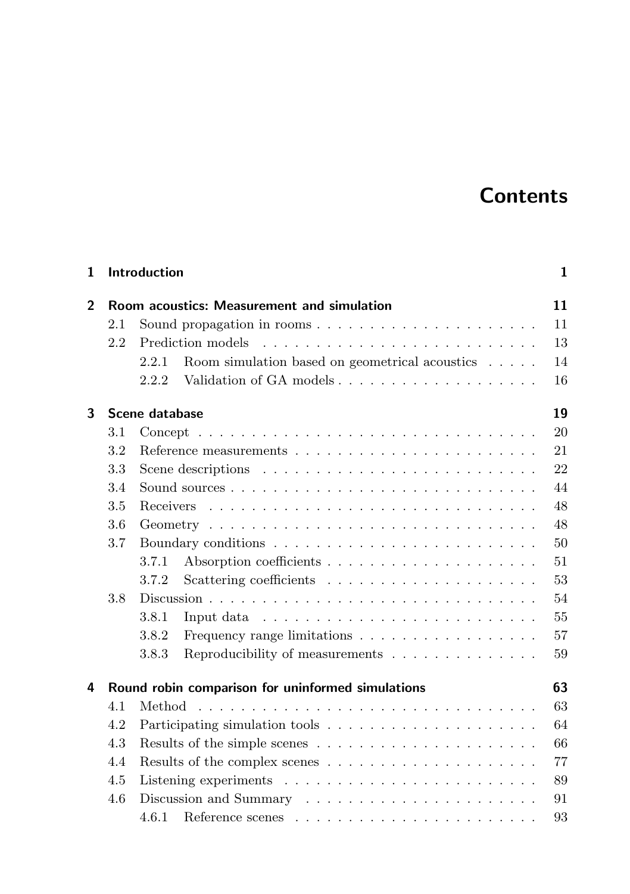# Contents

| | | |
|---|---|---|
| **1** | **Introduction** | **1** |
| **2** | **Room acoustics: Measurement and simulation** | **11** |
| 2.1 | Sound propagation in rooms | 11 |
| 2.2 | Prediction models | 13 |
| 2.2.1 | Room simulation based on geometrical acoustics | 14 |
| 2.2.2 | Validation of GA models | 16 |
| **3** | **Scene database** | **19** |
| 3.1 | Concept | 20 |
| 3.2 | Reference measurements | 21 |
| 3.3 | Scene descriptions | 22 |
| 3.4 | Sound sources | 44 |
| 3.5 | Receivers | 48 |
| 3.6 | Geometry | 48 |
| 3.7 | Boundary conditions | 50 |
| 3.7.1 | Absorption coefficients | 51 |
| 3.7.2 | Scattering coefficients | 53 |
| 3.8 | Discussion | 54 |
| 3.8.1 | Input data | 55 |
| 3.8.2 | Frequency range limitations | 57 |
| 3.8.3 | Reproducibility of measurements | 59 |
| **4** | **Round robin comparison for uninformed simulations** | **63** |
| 4.1 | Method | 63 |
| 4.2 | Participating simulation tools | 64 |
| 4.3 | Results of the simple scenes | 66 |
| 4.4 | Results of the complex scenes | 77 |
| 4.5 | Listening experiments | 89 |
| 4.6 | Discussion and Summary | 91 |
| 4.6.1 | Reference scenes | 93 |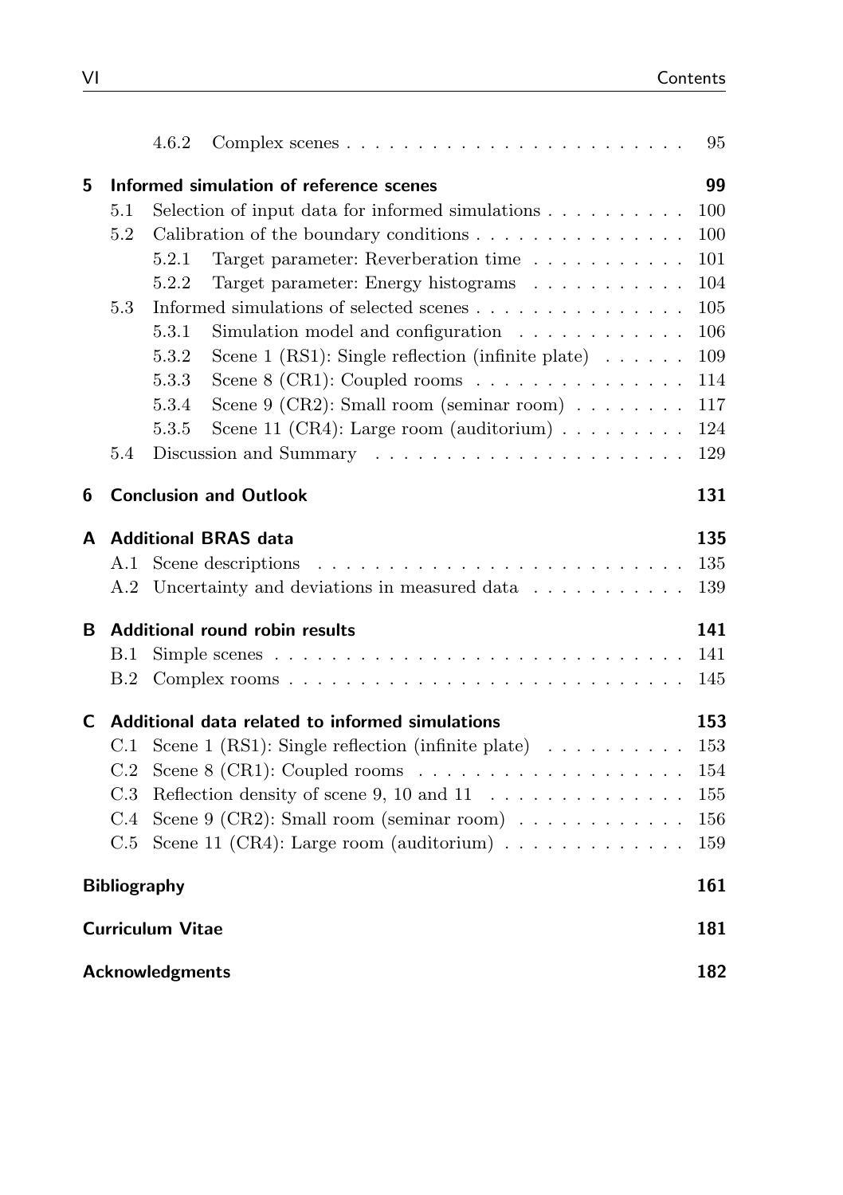4.6.2 Complex scenes . . . . . . . . . . . . . . . . . . . . . . . . 95

**5 Informed simulation of reference scenes** **99**

5.1 Selection of input data for informed simulations . . . . . . . . . . 100

5.2 Calibration of the boundary conditions . . . . . . . . . . . . . . . 100

5.2.1 Target parameter: Reverberation time . . . . . . . . . . . 101

5.2.2 Target parameter: Energy histograms . . . . . . . . . . . 104

5.3 Informed simulations of selected scenes . . . . . . . . . . . . . . . 105

5.3.1 Simulation model and configuration . . . . . . . . . . . . 106

5.3.2 Scene 1 (RS1): Single reflection (infinite plate) . . . . . . 109

5.3.3 Scene 8 (CR1): Coupled rooms . . . . . . . . . . . . . . . 114

5.3.4 Scene 9 (CR2): Small room (seminar room) . . . . . . . . 117

5.3.5 Scene 11 (CR4): Large room (auditorium) . . . . . . . . . 124

5.4 Discussion and Summary . . . . . . . . . . . . . . . . . . . . . . 129

**6 Conclusion and Outlook** **131**

**A Additional BRAS data** **135**

A.1 Scene descriptions . . . . . . . . . . . . . . . . . . . . . . . . . . 135

A.2 Uncertainty and deviations in measured data . . . . . . . . . . . 139

**B Additional round robin results** **141**

B.1 Simple scenes . . . . . . . . . . . . . . . . . . . . . . . . . . . . 141

B.2 Complex rooms . . . . . . . . . . . . . . . . . . . . . . . . . . . 145

**C Additional data related to informed simulations** **153**

C.1 Scene 1 (RS1): Single reflection (infinite plate) . . . . . . . . . . 153

C.2 Scene 8 (CR1): Coupled rooms . . . . . . . . . . . . . . . . . . . 154

C.3 Reflection density of scene 9, 10 and 11 . . . . . . . . . . . . . . 155

C.4 Scene 9 (CR2): Small room (seminar room) . . . . . . . . . . . . 156

C.5 Scene 11 (CR4): Large room (auditorium) . . . . . . . . . . . . . 159

**Bibliography** **161**

**Curriculum Vitae** **181**

**Acknowledgments** **182**